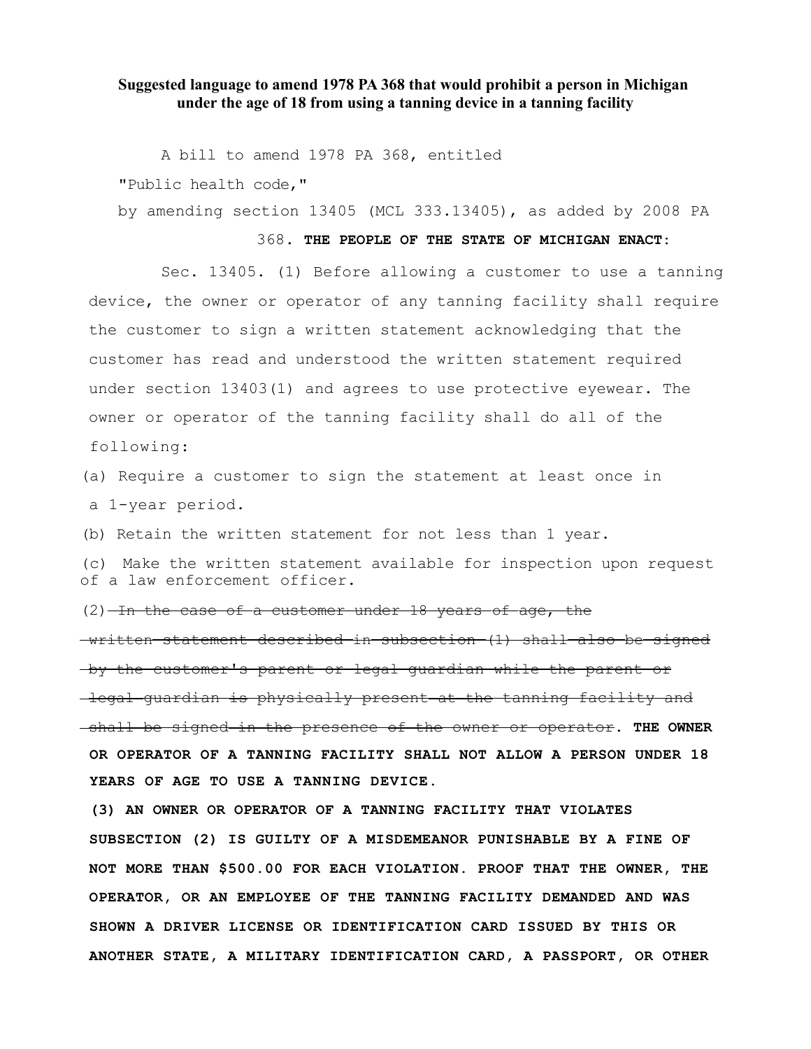**Suggested language to amend 1978 PA 368 that would prohibit a person in Michigan under the age of 18 from using a tanning device in a tanning facility**

A bill to amend 1978 PA 368, entitled

"Public health code,"

by amending section 13405 (MCL 333.13405), as added by 2008 PA 368. **THE PEOPLE OF THE STATE OF MICHIGAN ENACT:**

Sec. 13405. (1) Before allowing a customer to use a tanning device, the owner or operator of any tanning facility shall require the customer to sign a written statement acknowledging that the customer has read and understood the written statement required under section 13403(1) and agrees to use protective eyewear. The owner or operator of the tanning facility shall do all of the following:

(a) Require a customer to sign the statement at least once in a 1-year period.

(b) Retain the written statement for not less than 1 year.

(c) Make the written statement available for inspection upon request of a law enforcement officer.

(2) ~~In the case of a customer under 18 years of age, the written statement described in subsection (1) shall also be signed by the customer's parent or legal guardian while the parent or legal guardian is physically present at the tanning facility and shall be signed in the presence of the owner or operator~~. **THE OWNER OR OPERATOR OF A TANNING FACILITY SHALL NOT ALLOW A PERSON UNDER 18 YEARS OF AGE TO USE A TANNING DEVICE.**

**(3) AN OWNER OR OPERATOR OF A TANNING FACILITY THAT VIOLATES SUBSECTION (2) IS GUILTY OF A MISDEMEANOR PUNISHABLE BY A FINE OF NOT MORE THAN $500.00 FOR EACH VIOLATION. PROOF THAT THE OWNER, THE OPERATOR, OR AN EMPLOYEE OF THE TANNING FACILITY DEMANDED AND WAS SHOWN A DRIVER LICENSE OR IDENTIFICATION CARD ISSUED BY THIS OR ANOTHER STATE, A MILITARY IDENTIFICATION CARD, A PASSPORT, OR OTHER**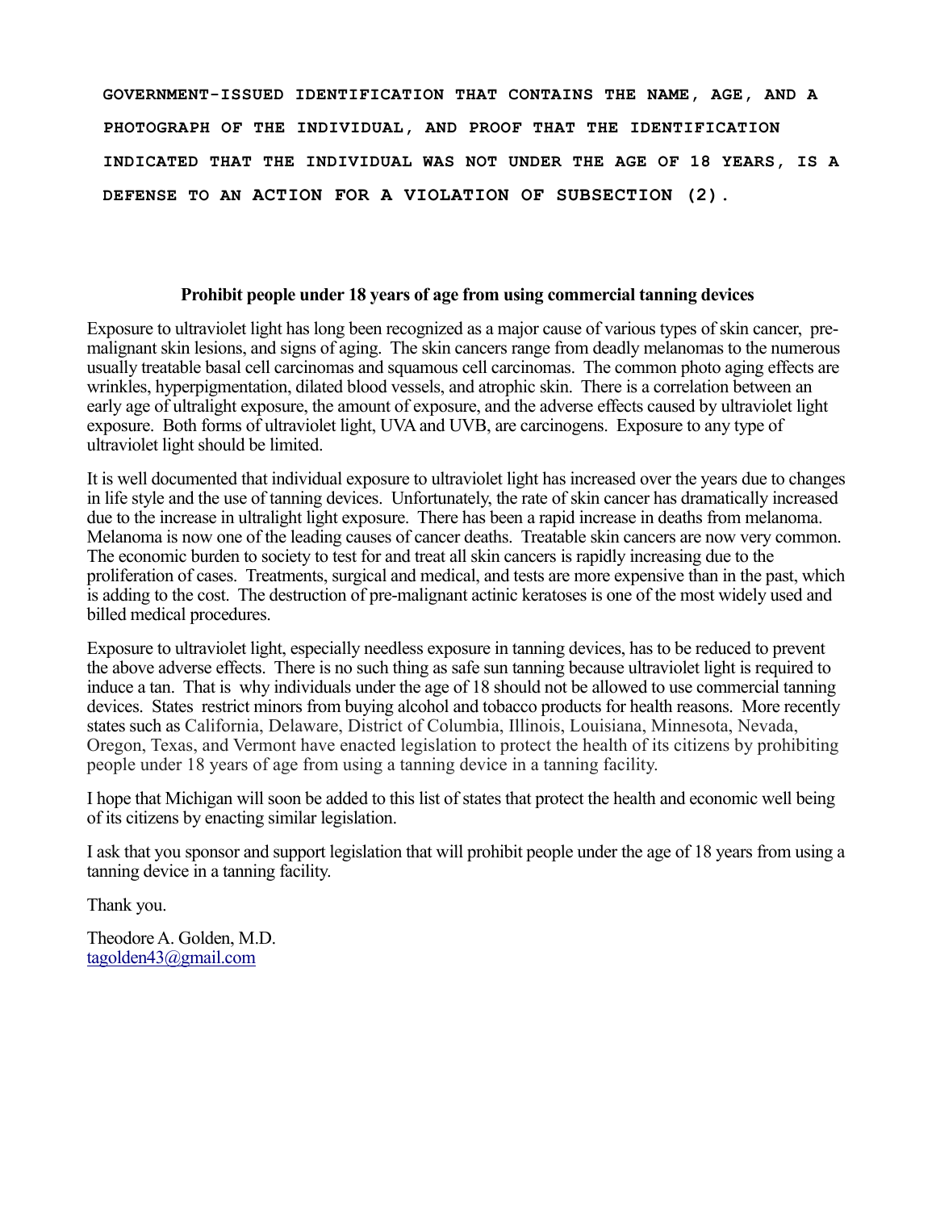GOVERNMENT-ISSUED IDENTIFICATION THAT CONTAINS THE NAME, AGE, AND A PHOTOGRAPH OF THE INDIVIDUAL, AND PROOF THAT THE IDENTIFICATION INDICATED THAT THE INDIVIDUAL WAS NOT UNDER THE AGE OF 18 YEARS, IS A DEFENSE TO AN ACTION FOR A VIOLATION OF SUBSECTION (2).

**Prohibit people under 18 years of age from using commercial tanning devices**

Exposure to ultraviolet light has long been recognized as a major cause of various types of skin cancer, pre-malignant skin lesions, and signs of aging. The skin cancers range from deadly melanomas to the numerous usually treatable basal cell carcinomas and squamous cell carcinomas. The common photo aging effects are wrinkles, hyperpigmentation, dilated blood vessels, and atrophic skin. There is a correlation between an early age of ultralight exposure, the amount of exposure, and the adverse effects caused by ultraviolet light exposure. Both forms of ultraviolet light, UVA and UVB, are carcinogens. Exposure to any type of ultraviolet light should be limited.

It is well documented that individual exposure to ultraviolet light has increased over the years due to changes in life style and the use of tanning devices. Unfortunately, the rate of skin cancer has dramatically increased due to the increase in ultralight light exposure. There has been a rapid increase in deaths from melanoma. Melanoma is now one of the leading causes of cancer deaths. Treatable skin cancers are now very common. The economic burden to society to test for and treat all skin cancers is rapidly increasing due to the proliferation of cases. Treatments, surgical and medical, and tests are more expensive than in the past, which is adding to the cost. The destruction of pre-malignant actinic keratoses is one of the most widely used and billed medical procedures.

Exposure to ultraviolet light, especially needless exposure in tanning devices, has to be reduced to prevent the above adverse effects. There is no such thing as safe sun tanning because ultraviolet light is required to induce a tan. That is why individuals under the age of 18 should not be allowed to use commercial tanning devices. States restrict minors from buying alcohol and tobacco products for health reasons. More recently states such as California, Delaware, District of Columbia, Illinois, Louisiana, Minnesota, Nevada, Oregon, Texas, and Vermont have enacted legislation to protect the health of its citizens by prohibiting people under 18 years of age from using a tanning device in a tanning facility.

I hope that Michigan will soon be added to this list of states that protect the health and economic well being of its citizens by enacting similar legislation.

I ask that you sponsor and support legislation that will prohibit people under the age of 18 years from using a tanning device in a tanning facility.

Thank you.

Theodore A. Golden, M.D.
tagolden43@gmail.com